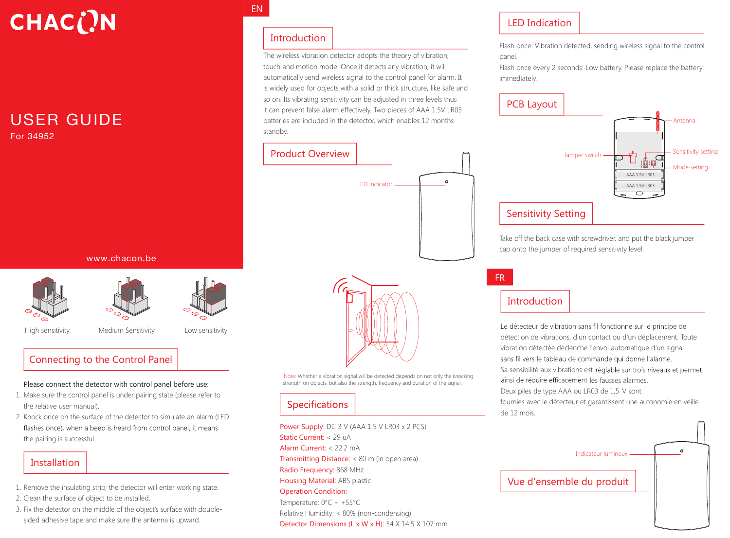# CHACON

# USER GUIDE

For 34952

www.chacon.be

High sensitivity

Medium Sensitivity

Low sensitivity

## Connecting to the Control Panel

Please connect the detector with control panel before use:

1. Make sure the control panel is under pairing state (please refer to the relative user manual).
2. Knock once on the surface of the detector to simulate an alarm (LED flashes once), when a beep is heard from control panel, it means the pairing is successful.

## Installation

1. Remove the insulating strip; the detector will enter working state.
2. Clean the surface of object to be installed.
3. Fix the detector on the middle of the object's surface with double-sided adhesive tape and make sure the antenna is upward.

EN

## Introduction

The wireless vibration detector adopts the theory of vibration, touch and motion mode. Once it detects any vibration, it will automatically send wireless signal to the control panel for alarm. It is widely used for objects with a solid or thick structure, like safe and so on. Its vibrating sensitivity can be adjusted in three levels thus it can prevent false alarm effectively. Two pieces of AAA 1.5V LR03 batteries are included in the detector, which enables 12 months standby.

## Product Overview

LED indicator

Note: Whether a vibration signal will be detected depends on not only the knocking strength on objects, but also the strength, frequency and duration of the signal.

## Specifications

Power Supply: DC 3 V (AAA 1.5 V LR03 x 2 PCS)
Static Current: < 29 uA
Alarm Current: < 22.2 mA
Transmitting Distance: < 80 m (in open area)
Radio Frequency: 868 MHz
Housing Material: ABS plastic
Operation Condition:
Temperature: 0°C ~ +55°C
Relative Humidity: < 80% (non-condensing)
Detector Dimensions (L x W x H): 54 X 14.5 X 107 mm

## LED Indication

Flash once: Vibration detected, sending wireless signal to the control panel.
Flash once every 2 seconds: Low battery. Please replace the battery immediately.

## PCB Layout

Antenna
Tamper switch
Sensitivity setting
Mode setting
AAA 1.5V LR03
AAA 1.5V LR03

## Sensitivity Setting

Take off the back case with screwdriver, and put the black jumper cap onto the jumper of required sensitivity level.

FR

## Introduction

Le détecteur de vibration sans fil fonctionne sur le principe de détection de vibrations, d'un contact ou d'un déplacement. Toute vibration détectée déclenche l'envoi automatique d'un signal sans fil vers le tableau de commande qui donne l'alarme.
Sa sensibilité aux vibrations est réglable sur trois niveaux et permet ainsi de réduire efficacement les fausses alarmes.
Deux piles de type AAA ou LR03 de 1,5 V sont fournies avec le détecteur et garantissent une autonomie en veille de 12 mois.

## Vue d'ensemble du produit

Indicateur lumineux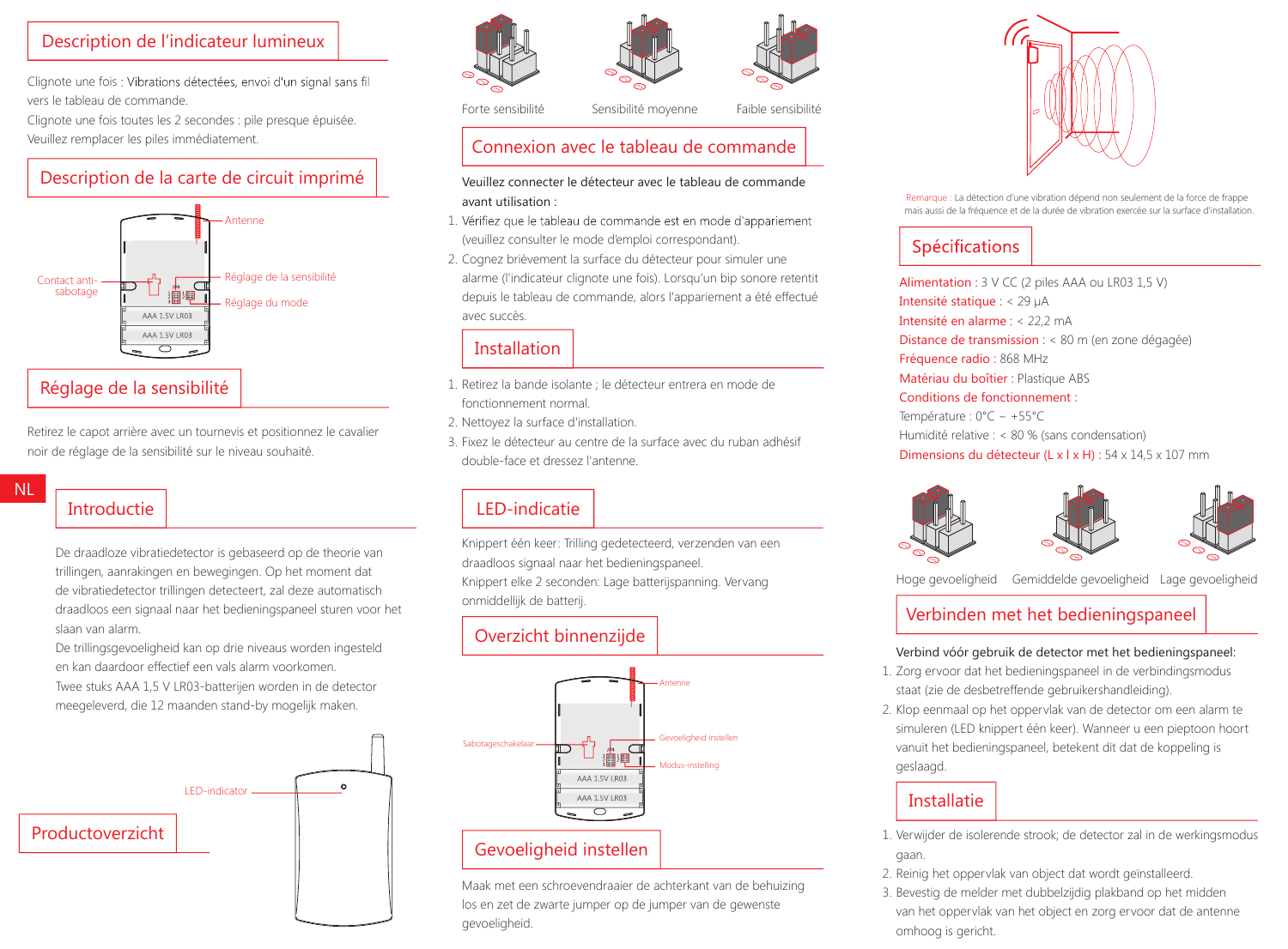## Description de l'indicateur lumineux

Clignote une fois : Vibrations détectées, envoi d'un signal sans fil vers le tableau de commande.

Clignote une fois toutes les 2 secondes : pile presque épuisée. Veuillez remplacer les piles immédiatement.

## Description de la carte de circuit imprimé

Antenne

Contact anti-sabotage

Réglage de la sensibilité

Réglage du mode

AAA 1.5V LR03

AAA 1.5V LR03

## Réglage de la sensibilité

Retirez le capot arrière avec un tournevis et positionnez le cavalier noir de réglage de la sensibilité sur le niveau souhaité.

Forte sensibilité　Sensibilité moyenne　Faible sensibilité

## Connexion avec le tableau de commande

Veuillez connecter le détecteur avec le tableau de commande avant utilisation :

1. Vérifiez que le tableau de commande est en mode d'appariement (veuillez consulter le mode d'emploi correspondant).
2. Cognez brièvement la surface du détecteur pour simuler une alarme (l'indicateur clignote une fois). Lorsqu'un bip sonore retentit depuis le tableau de commande, alors l'appariement a été effectué avec succès.

## Installation

1. Retirez la bande isolante ; le détecteur entre en mode de fonctionnement normal.
2. Nettoyez la surface d'installation.
3. Fixez le détecteur au centre de la surface avec du ruban adhésif double-face et dressez l'antenne.

Remarque : La détection d'une vibration dépend non seulement de la force de frappe mais aussi de la fréquence et de la durée de vibration exercée sur la surface d'installation.

## Spécifications

Alimentation : 3 V CC (2 piles AAA ou LR03 1,5 V)
Intensité statique : < 29 μA
Intensité en alarme : < 22,2 mA
Distance de transmission : < 80 m (en zone dégagée)
Fréquence radio : 868 MHz
Matériau du boîtier : Plastique ABS
Conditions de fonctionnement :
Température : 0°C ~ +55°C
Humidité relative : < 80 % (sans condensation)
Dimensions du détecteur (L x l x H) : 54 x 14,5 x 107 mm

# NL

## Introductie

De draadloze vibratiedetector is gebaseerd op de theorie van trillingen, aanrakingen en bewegingen. Op het moment dat de vibratiedetector trillingen detecteert, zal deze automatisch draadloos een signaal naar het bedieningspaneel sturen voor het slaan van alarm.

De trillingsgevoeligheid kan op drie niveaus worden ingesteld en kan daardoor effectief een vals alarm voorkomen.

Twee stuks AAA 1,5 V LR03-batterijen worden in de detector meegeleverd, die 12 maanden stand-by mogelijk maken.

## Productoverzicht

LED-indicator

## LED-indicatie

Knippert één keer: Trilling gedetecteerd, verzenden van een draadloos signaal naar het bedieningspaneel.

Knippert elke 2 seconden: Lage batterijspanning. Vervang onmiddellijk de batterij.

## Overzicht binnenzijde

Antenne

Sabotageschakelaar

Gevoeligheid instellen

Modus-instelling

AAA 1.5V LR03

AAA 1.5V LR03

## Gevoeligheid instellen

Maak met een schroevendraaier de achterkant van de behuizing los en zet de zwarte jumper op de jumper van de gewenste gevoeligheid.

Hoge gevoeligheid　Gemiddelde gevoeligheid　Lage gevoeligheid

## Verbinden met het bedieningspaneel

Verbind vóór gebruik de detector met het bedieningspaneel:

1. Zorg ervoor dat het bedieningspaneel in de verbindingsmodus staat (zie de desbetreffende gebruikershandleiding).
2. Klop eenmaal op het oppervlak van de detector om een alarm te simuleren (LED knippert één keer). Wanneer u een pieptoon hoort vanuit het bedieningspaneel, betekent dit dat de koppeling is geslaagd.

## Installatie

1. Verwijder de isolerende strook; de detector zal in de werkingsmodus gaan.
2. Reinig het oppervlak van object dat wordt geïnstalleerd.
3. Bevestig de melder met dubbelzijdig plakband op het midden van het oppervlak van het object en zorg ervoor dat de antenne omhoog is gericht.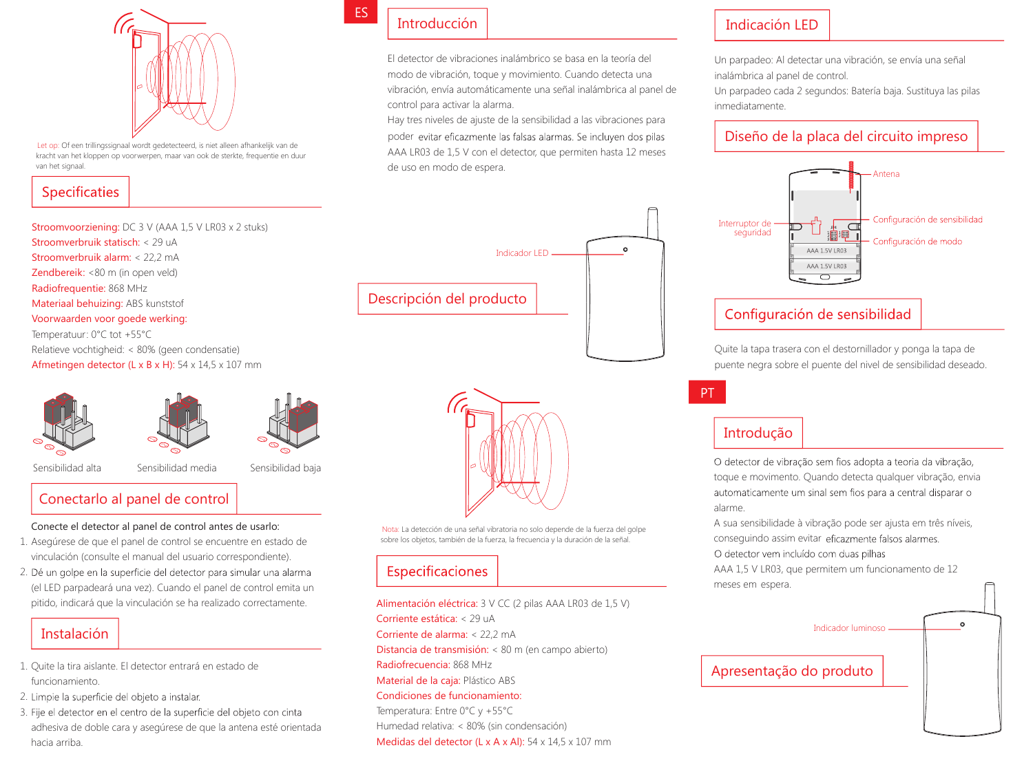Let op: Of een trillingssignaal wordt gedetecteerd, is niet alleen afhankelijk van de kracht van het kloppen op voorwerpen, maar van ook de sterkte, frequentie en duur van het signaal.

## Specificaties

Stroomvoorziening: DC 3 V (AAA 1,5 V LR03 x 2 stuks)
Stroomverbruik statisch: < 29 uA
Stroomverbruik alarm: < 22,2 mA
Zendbereik: <80 m (in open veld)
Radiofrequentie: 868 MHz
Materiaal behuizing: ABS kunststof
Voorwaarden voor goede werking:
Temperatuur: 0°C tot +55°C
Relatieve vochtigheid: < 80% (geen condensatie)
Afmetingen detector (L x B x H): 54 x 14,5 x 107 mm

Sensibilidad alta | Sensibilidad media | Sensibilidad baja

## Conectarlo al panel de control

Conecte el detector al panel de control antes de usarlo:

1. Asegúrese de que el panel de control se encuentre en estado de vinculación (consulte el manual del usuario correspondiente).
2. Dé un golpe en la superficie del detector para simular una alarma (el LED parpadeará una vez). Cuando el panel de control emita un pitido, indicará que la vinculación se ha realizado correctamente.

## Instalación

1. Quite la tira aislante. El detector entrará en estado de funcionamiento.
2. Limpie la superficie del objeto a instalar.
3. Fije el detector en el centro de la superficie del objeto con cinta adhesiva de doble cara y asegúrese de que la antena esté orientada hacia arriba.

ES

## Introducción

El detector de vibraciones inalámbrico se basa en la teoría del modo de vibración, toque y movimiento. Cuando detecta una vibración, envía automáticamente una señal inalámbrica al panel de control para activar la alarma.
Hay tres niveles de ajuste de la sensibilidad a las vibraciones para poder evitar eficazmente las falsas alarmas. Se incluyen dos pilas AAA LR03 de 1,5 V con el detector, que permiten hasta 12 meses de uso en modo de espera.

Indicador LED

## Descripción del producto

Nota: La detección de una señal vibratoria no solo depende de la fuerza del golpe sobre los objetos, también de la fuerza, la frecuencia y la duración de la señal.

## Especificaciones

Alimentación eléctrica: 3 V CC (2 pilas AAA LR03 de 1,5 V)
Corriente estática: < 29 uA
Corriente de alarma: < 22,2 mA
Distancia de transmisión: < 80 m (en campo abierto)
Radiofrecuencia: 868 MHz
Material de la caja: Plástico ABS
Condiciones de funcionamiento:
Temperatura: Entre 0°C y +55°C
Humedad relativa: < 80% (sin condensación)
Medidas del detector (L x A x Al): 54 x 14,5 x 107 mm

## Indicación LED

Un parpadeo: Al detectar una vibración, se envía una señal inalámbrica al panel de control.
Un parpadeo cada 2 segundos: Batería baja. Sustituya las pilas inmediatamente.

## Diseño de la placa del circuito impreso

Antena
Interruptor de seguridad
Configuración de sensibilidad
Configuración de modo
AAA 1.5V LR03
AAA 1.5V LR03

## Configuración de sensibilidad

Quite la tapa trasera con el destornillador y ponga la tapa de puente negra sobre el puente del nivel de sensibilidad deseado.

PT

## Introdução

O detector de vibração sem fios adopta a teoria da vibração, toque e movimento. Quando detecta qualquer vibração, envia automaticamente um sinal sem fios para a central disparar o alarme.
A sua sensibilidade à vibração pode ser ajusta em três níveis, conseguindo assim evitar eficazmente falsos alarmes.
O detector vem incluído com duas pilhas
AAA 1,5 V LR03, que permitem um funcionamento de 12 meses em espera.

Indicador luminoso

## Apresentação do produto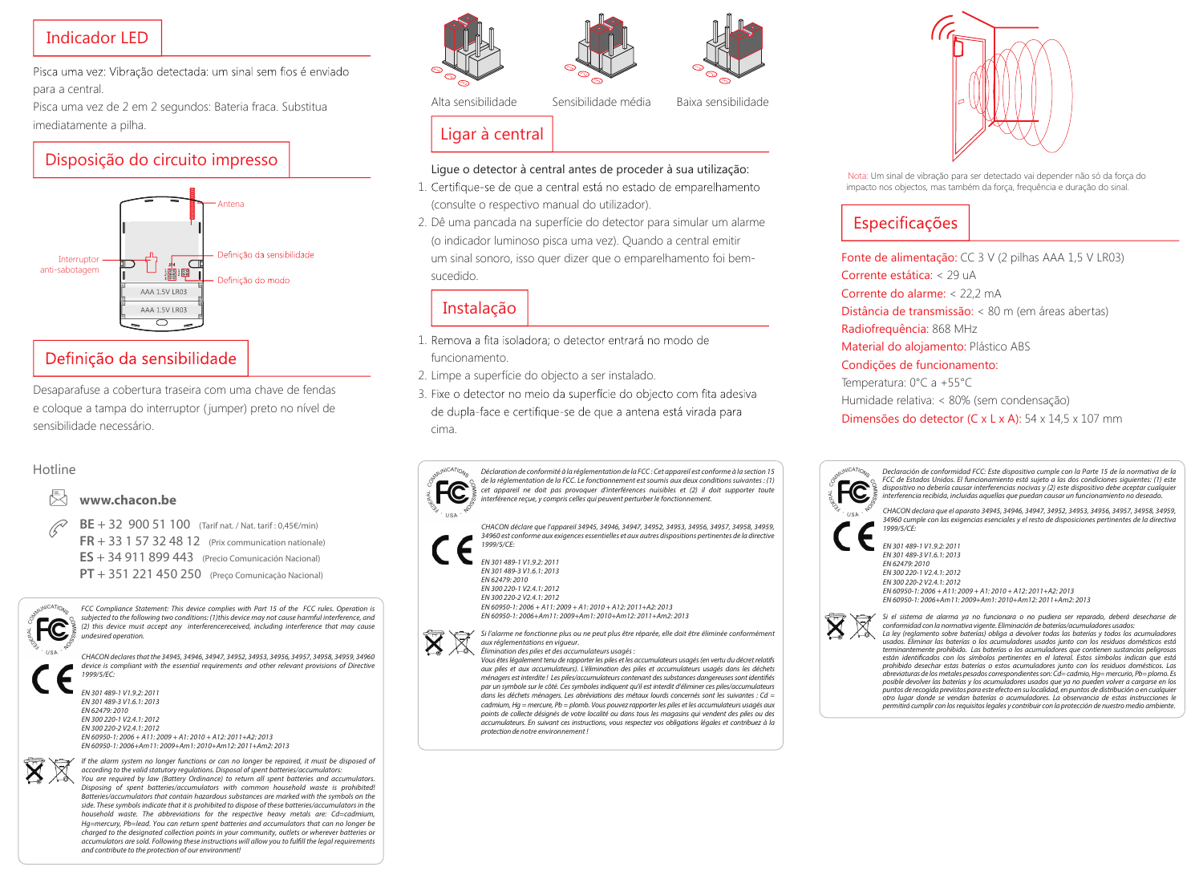## Indicador LED

Pisca uma vez: Vibração detectada: um sinal sem fios é enviado para a central.

Pisca uma vez de 2 em 2 segundos: Bateria fraca. Substitua imediatamente a pilha.

## Disposição do circuito impresso

Antena

Interruptor anti-sabotagem

Definição da sensibilidade

Definição do modo

AAA 1.5V LR03

AAA 1.5V LR03

## Definição da sensibilidade

Desaparafuse a cobertura traseira com uma chave de fendas e coloque a tampa do interruptor (jumper) preto no nível de sensibilidade necessário.

Alta sensibilidade | Sensibilidade média | Baixa sensibilidade

## Ligar à central

Ligue o detector à central antes de proceder à sua utilização:

1. Certifique-se de que a central está no estado de emparelhamento (consulte o respectivo manual do utilizador).
2. Dê uma pancada na superfície do detector para simular um alarme (o indicador luminoso pisca uma vez). Quando a central emitir um sinal sonoro, isso quer dizer que o emparelhamento foi bem-sucedido.

## Instalação

1. Remova a fita isoladora; o detector entrará no modo de funcionamento.
2. Limpe a superfície do objecto a ser instalado.
3. Fixe o detector no meio da superfície do objecto com fita adesiva de dupla-face e certifique-se de que a antena está virada para cima.

Nota: Um sinal de vibração para ser detectado vai depender não só da força do impacto nos objectos, mas também da força, frequência e duração do sinal.

## Especificações

Fonte de alimentação: CC 3 V (2 pilhas AAA 1,5 V LR03)
Corrente estática: < 29 uA
Corrente do alarme: < 22,2 mA
Distância de transmissão: < 80 m (em áreas abertas)
Radiofrequência: 868 MHz
Material do alojamento: Plástico ABS
Condições de funcionamento:
Temperatura: 0°C a +55°C
Humidade relativa: < 80% (sem condensação)
Dimensões do detector (C x L x A): 54 x 14,5 x 107 mm

## Hotline

**www.chacon.be**

**BE** + 32 900 51 100 (Tarif nat. / Nat. tarif : 0,45€/min)
**FR** + 33 1 57 32 48 12 (Prix communication nationale)
**ES** + 34 911 899 443 (Precio Comunicación Nacional)
**PT** + 351 221 450 250 (Preço Comunicação Nacional)

*FCC Compliance Statement: This device complies with Part 15 of the FCC rules. Operation is subjected to the following two conditions: (1)this device may not cause harmful interference, and (2) this device must accept any interferencereceived, including interference that may cause undesired operation.*

*CHACON declares that the 34945, 34946, 34947, 34952, 34953, 34956, 34957, 34958, 34959, 34960 device is compliant with the essential requirements and other relevant provisions of Directive 1999/5/EC:*

*EN 301 489-1 V1.9.2: 2011*
*EN 301 489-3 V1.6.1: 2013*
*EN 62479: 2010*
*EN 300 220-1 V2.4.1: 2012*
*EN 300 220-2 V2.4.1: 2012*
*EN 60950-1: 2006 + A11: 2009 + A1: 2010 + A12: 2011+A2: 2013*
*EN 60950-1: 2006+Am11: 2009+Am1: 2010+Am12: 2011+Am2: 2013*

*If the alarm system no longer functions or can no longer be repaired, it must be disposed of according to the valid statutory regulations. Disposal of spent batteries/accumulators: You are required by law (Battery Ordinance) to return all spent batteries and accumulators. Disposing of spent batteries/accumulators with common household waste is prohibited! Batteries/accumulators that contain hazardous substances are marked with the symbols on the side. These symbols indicate that it is prohibited to dispose of these batteries/accumulators in the household waste. The abbreviations for the respective heavy metals are: Cd=cadmium, Hg=mercury, Pb=lead. You can return spent batteries and accumulators that can no longer be charged to the designated collection points in your community, outlets or wherever batteries or accumulators are sold. Following these instructions will allow you to fulfill the legal requirements and contribute to the protection of our environment!*

*Déclaration de conformité à la réglementation de la FCC : Cet appareil est conforme à la section 15 de la réglementation de la FCC. Le fonctionnement est soumis aux deux conditions suivantes : (1) cet appareil ne doit pas provoquer d'interférences nuisibles et (2) il doit supporter toute interférence reçue, y compris celles qui peuvent perturber le fonctionnement.*

*CHACON déclare que l'appareil 34945, 34946, 34947, 34952, 34953, 34956, 34957, 34958, 34959, 34960 est conforme aux exigences essentielles et aux autres dispositions pertinentes de la directive 1999/5/CE:*

*EN 301 489-1 V1.9.2: 2011*
*EN 301 489-3 V1.6.1: 2013*
*EN 62479: 2010*
*EN 300 220-1 V2.4.1: 2012*
*EN 300 220-2 V2.4.1: 2012*
*EN 60950-1: 2006 + A11: 2009 + A1: 2010 + A12: 2011+A2: 2013*
*EN 60950-1: 2006+Am11: 2009+Am1: 2010+Am12: 2011+Am2: 2013*

*Si l'alarme ne fonctionne plus ou ne peut plus être réparée, elle doit être éliminée conformément aux réglementations en vigueur. Élimination des piles et des accumulateurs usagés : Vous êtes légalement tenu de rapporter les piles et les accumulateurs usagés (en vertu du décret relatifs aux piles et aux accumulateurs). L'élimination des piles et accumulateurs usagés dans les déchets ménagers est interdite ! Les piles/accumulateurs contenant des substances dangereuses sont identifiés par un symbole sur le côté. Ces symboles indiquent qu'il est interdit d'éliminer ces piles/accumulateurs dans les déchets ménagers. Les abréviations des métaux lourds concernés sont les suivantes : Cd = cadmium, Hg = mercure, Pb = plomb. Vous pouvez rapporter les piles et les accumulateurs usagés aux points de collecte désignés de votre localité ou dans tous les magasins qui vendent des piles ou des accumulateurs. En suivant ces instructions, vous respectez vos obligations légales et contribuez à la protection de notre environnement !*

*Declaración de conformidad FCC: Este dispositivo cumple con la Parte 15 de la normativa de la FCC de Estados Unidos. El funcionamiento está sujeto a las dos condiciones siguientes: (1) este dispositivo no debería causar interferencias nocivas y (2) este dispositivo debe aceptar cualquier interferencia recibida, incluidas aquellas que puedan causar un funcionamiento no deseado.*

*CHACON declara que el aparato 34945, 34946, 34947, 34952, 34953, 34956, 34957, 34958, 34959, 34960 cumple con las exigencias esenciales y el resto de disposiciones pertinentes de la directiva 1999/5/CE:*

*EN 301 489-1 V1.9.2: 2011*
*EN 301 489-3 V1.6.1: 2013*
*EN 62479: 2010*
*EN 300 220-1 V2.4.1: 2012*
*EN 300 220-2 V2.4.1: 2012*
*EN 60950-1: 2006 + A11: 2009 + A1: 2010 + A12: 2011+A2: 2013*
*EN 60950-1: 2006+Am11: 2009+Am1: 2010+Am12: 2011+Am2: 2013*

*Si el sistema de alarma ya no funcionara o no pudiera ser reparado, deberá desecharse de conformidad con la normativa vigente. Eliminación de baterías/acumuladores usados: La ley (reglamento sobre baterías) obliga a devolver todas las baterías y todos los acumuladores usados. Eliminar las baterías o los acumuladores usados junto con los residuos domésticos está terminantemente prohibido. Las baterías o los acumuladores que contienen sustancias peligrosas están identificados con los símbolos pertinentes en el lateral. Estos símbolos indican que está prohibido desechar estas baterías o estos acumuladores junto con los residuos domésticos. Las abreviaturas de los metales pesados correspondientes son: Cd= cadmio, Hg= mercurio, Pb= plomo. Es posible devolver las baterías y los acumuladores usados que ya no pueden volver a cargarse en los puntos de recogida previstos para este efecto en su localidad, en puntos de distribución o en cualquier otro lugar donde se vendan baterías o acumuladores. La observancia de estas instrucciones le permitirá cumplir con los requisitos legales y contribuir con la protección de nuestro medio ambiente.*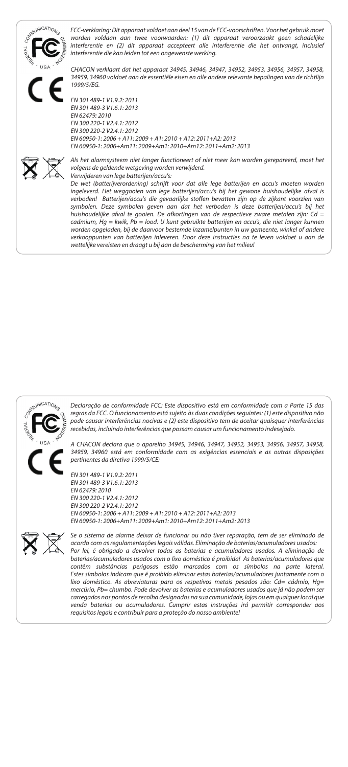*FCC-verklaring: Dit apparaat voldoet aan deel 15 van de FCC-voorschriften. Voor het gebruik moet worden voldaan aan twee voorwaarden: (1) dit apparaat veroorzaakt geen schadelijke interferentie en (2) dit apparaat accepteert alle interferentie die het ontvangt, inclusief interferentie die kan leiden tot een ongewenste werking.*

*CHACON verklaart dat het apparaat 34945, 34946, 34947, 34952, 34953, 34956, 34957, 34958, 34959, 34960 voldoet aan de essentiële eisen en alle andere relevante bepalingen van de richtlijn 1999/5/EG.*

*EN 301 489-1 V1.9.2: 2011*
*EN 301 489-3 V1.6.1: 2013*
*EN 62479: 2010*
*EN 300 220-1 V2.4.1: 2012*
*EN 300 220-2 V2.4.1: 2012*
*EN 60950-1: 2006 + A11: 2009 + A1: 2010 + A12: 2011+A2: 2013*
*EN 60950-1: 2006+Am11: 2009+Am1: 2010+Am12: 2011+Am2: 2013*

*Als het alarmsysteem niet langer functioneert of niet meer kan worden gerepareerd, moet het volgens de geldende wetgeving worden verwijderd.*
*Verwijderen van lege batterijen/accu's:*
*De wet (batterijverordening) schrijft voor dat alle lege batterijen en accu's moeten worden ingeleverd. Het weggooien van lege batterijen/accu's bij het gewone huishoudelijke afval is verboden! Batterijen/accu's die gevaarlijke stoffen bevatten zijn op de zijkant voorzien van symbolen. Deze symbolen geven aan dat het verboden is deze batterijen/accu's bij het huishoudelijke afval te gooien. De afkortingen van de respectieve zware metalen zijn: Cd = cadmium, Hg = kwik, Pb = lood. U kunt gebruikte batterijen en accu's, die niet langer kunnen worden opgeladen, bij de daarvoor bestemde inzamelpunten in uw gemeente, winkel of andere verkooppunten van batterijen inleveren. Door deze instructies na te leven voldoet u aan de wettelijke vereisten en draagt u bij aan de bescherming van het milieu!*

*Declaração de conformidade FCC: Este dispositivo está em conformidade com a Parte 15 das regras da FCC. O funcionamento está sujeito às duas condições seguintes: (1) este dispositivo não pode causar interferências nocivas e (2) este dispositivo tem de aceitar quaisquer interferências recebidas, incluindo interferências que possam causar um funcionamento indesejado.*

*A CHACON declara que o aparelho 34945, 34946, 34947, 34952, 34953, 34956, 34957, 34958, 34959, 34960 está em conformidade com as exigências essenciais e as outras disposições pertinentes da diretiva 1999/5/CE:*

*EN 301 489-1 V1.9.2: 2011*
*EN 301 489-3 V1.6.1: 2013*
*EN 62479: 2010*
*EN 300 220-1 V2.4.1: 2012*
*EN 300 220-2 V2.4.1: 2012*
*EN 60950-1: 2006 + A11: 2009 + A1: 2010 + A12: 2011+A2: 2013*
*EN 60950-1: 2006+Am11: 2009+Am1: 2010+Am12: 2011+Am2: 2013*

*Se o sistema de alarme deixar de funcionar ou não tiver reparação, tem de ser eliminado de acordo com as regulamentações legais válidas. Eliminação de baterias/acumuladores usados:*
*Por lei, é obrigado a devolver todas as baterias e acumuladores usados. A eliminação de baterias/acumuladores usados com o lixo doméstico é proibida! As baterias/acumuladores que contêm substâncias perigosas estão marcados com os símbolos na parte lateral. Estes símbolos indicam que é proibido eliminar estas baterias/acumuladores juntamente com o lixo doméstico. As abreviaturas para os respetivos metais pesados são: Cd= cádmio, Hg= mercúrio, Pb= chumbo. Pode devolver as baterias e acumuladores usados que já não podem ser carregados nos pontos de recolha designados na sua comunidade, lojas ou em qualquer local que venda baterias ou acumuladores. Cumprir estas instruções irá permitir corresponder aos requisitos legais e contribuir para a proteção do nosso ambiente!*